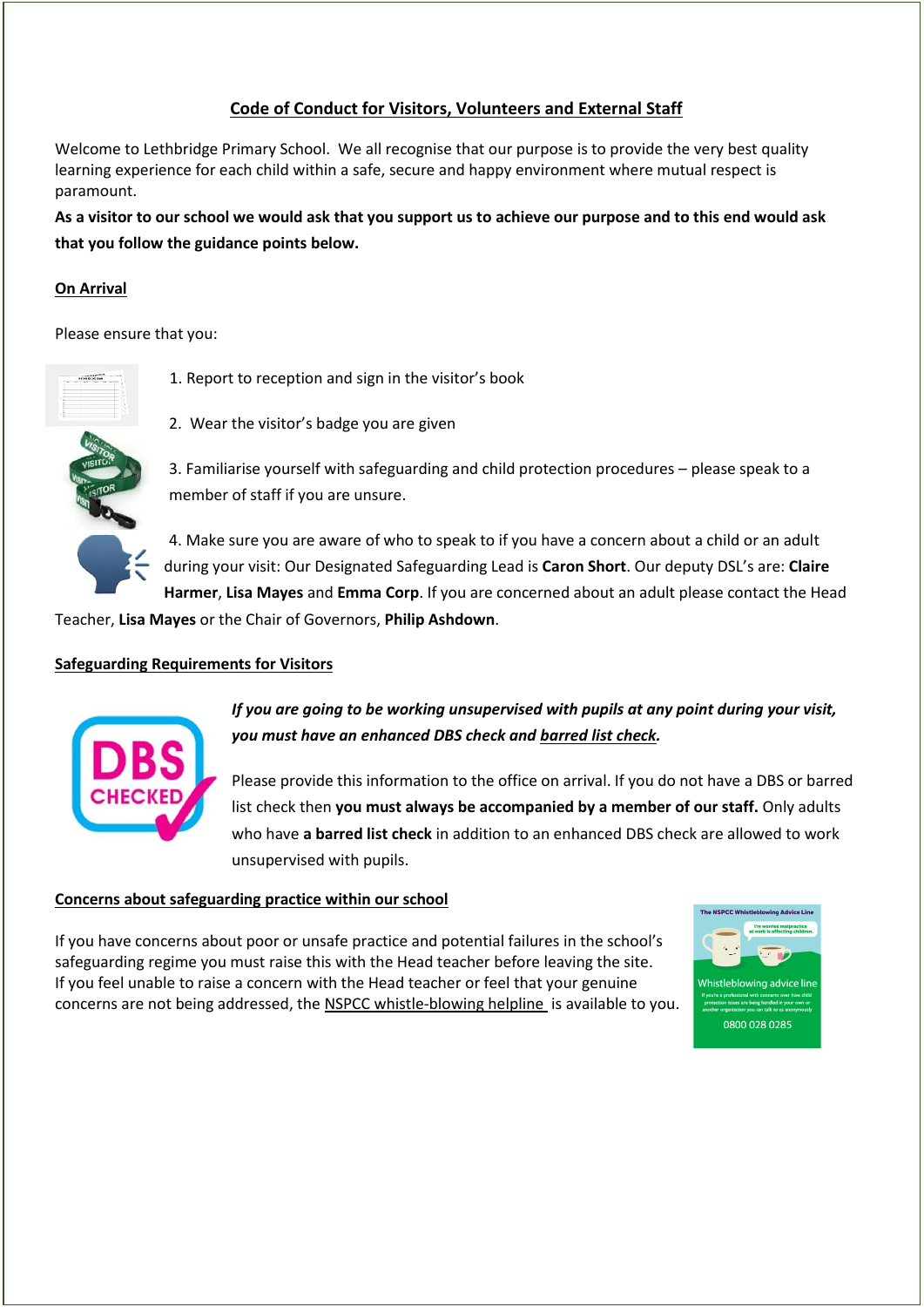# Code of Conduct for Visitors, Volunteers and External Staff

Welcome to Lethbridge Primary School. We all recognise that our purpose is to provide the very best quality learning experience for each child within a safe, secure and happy environment where mutual respect is paramount.

**As a visitor to our school we would ask that you support us to achieve our purpose and to this end would ask that you follow the guidance points below.**

## On Arrival

Please ensure that you:

1. Report to reception and sign in the visitor's book
2. Wear the visitor's badge you are given
3. Familiarise yourself with safeguarding and child protection procedures – please speak to a member of staff if you are unsure.
4. Make sure you are aware of who to speak to if you have a concern about a child or an adult during your visit: Our Designated Safeguarding Lead is **Caron Short**. Our deputy DSL's are: **Claire Harmer**, **Lisa Mayes** and **Emma Corp**. If you are concerned about an adult please contact the Head Teacher, **Lisa Mayes** or the Chair of Governors, **Philip Ashdown**.

## Safeguarding Requirements for Visitors

***If you are going to be working unsupervised with pupils at any point during your visit, you must have an enhanced DBS check and barred list check.***

Please provide this information to the office on arrival. If you do not have a DBS or barred list check then **you must always be accompanied by a member of our staff.** Only adults who have **a barred list check** in addition to an enhanced DBS check are allowed to work unsupervised with pupils.

## Concerns about safeguarding practice within our school

If you have concerns about poor or unsafe practice and potential failures in the school's safeguarding regime you must raise this with the Head teacher before leaving the site. If you feel unable to raise a concern with the Head teacher or feel that your genuine concerns are not being addressed, the NSPCC whistle-blowing helpline is available to you.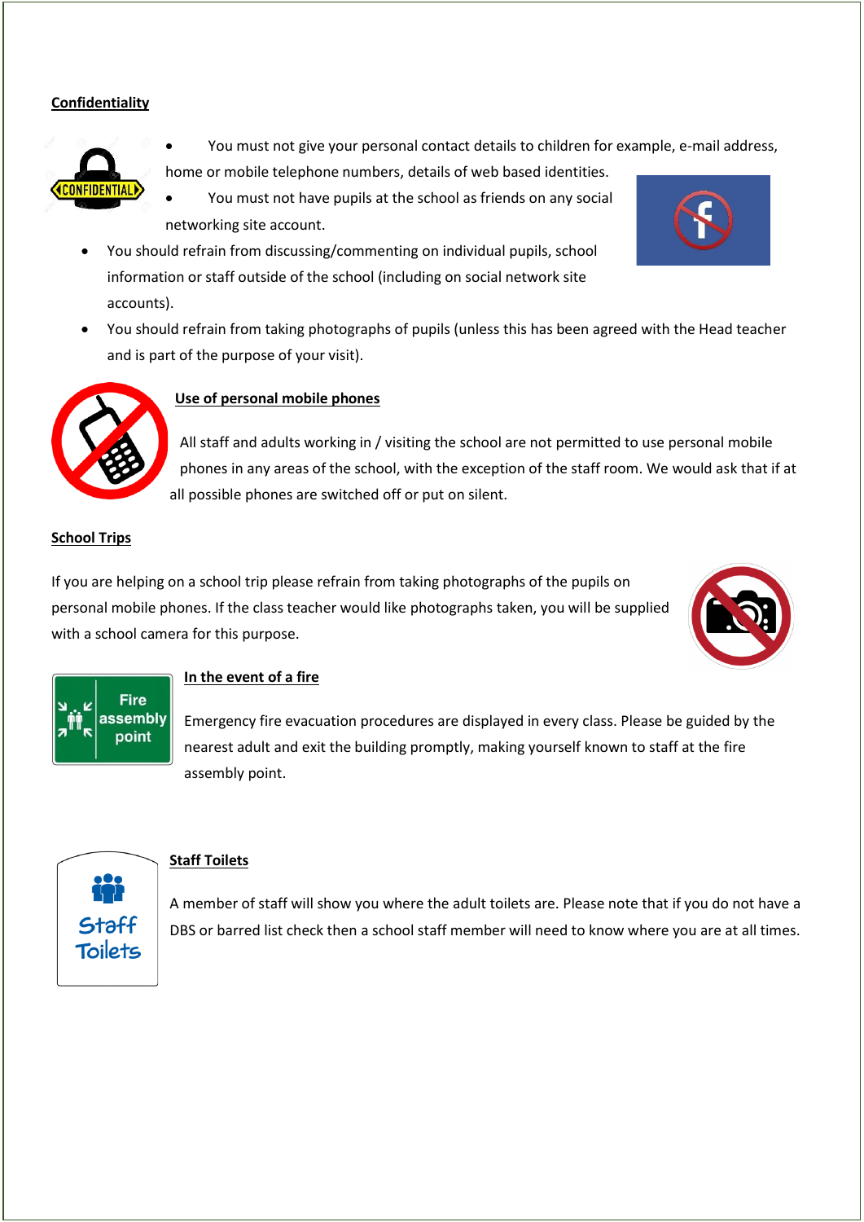## Confidentiality

- You must not give your personal contact details to children for example, e-mail address, home or mobile telephone numbers, details of web based identities.
- You must not have pupils at the school as friends on any social networking site account.
- You should refrain from discussing/commenting on individual pupils, school information or staff outside of the school (including on social network site accounts).
- You should refrain from taking photographs of pupils (unless this has been agreed with the Head teacher and is part of the purpose of your visit).

## Use of personal mobile phones

All staff and adults working in / visiting the school are not permitted to use personal mobile phones in any areas of the school, with the exception of the staff room. We would ask that if at all possible phones are switched off or put on silent.

## School Trips

If you are helping on a school trip please refrain from taking photographs of the pupils on personal mobile phones. If the class teacher would like photographs taken, you will be supplied with a school camera for this purpose.

## In the event of a fire

Emergency fire evacuation procedures are displayed in every class. Please be guided by the nearest adult and exit the building promptly, making yourself known to staff at the fire assembly point.

## Staff Toilets

A member of staff will show you where the adult toilets are. Please note that if you do not have a DBS or barred list check then a school staff member will need to know where you are at all times.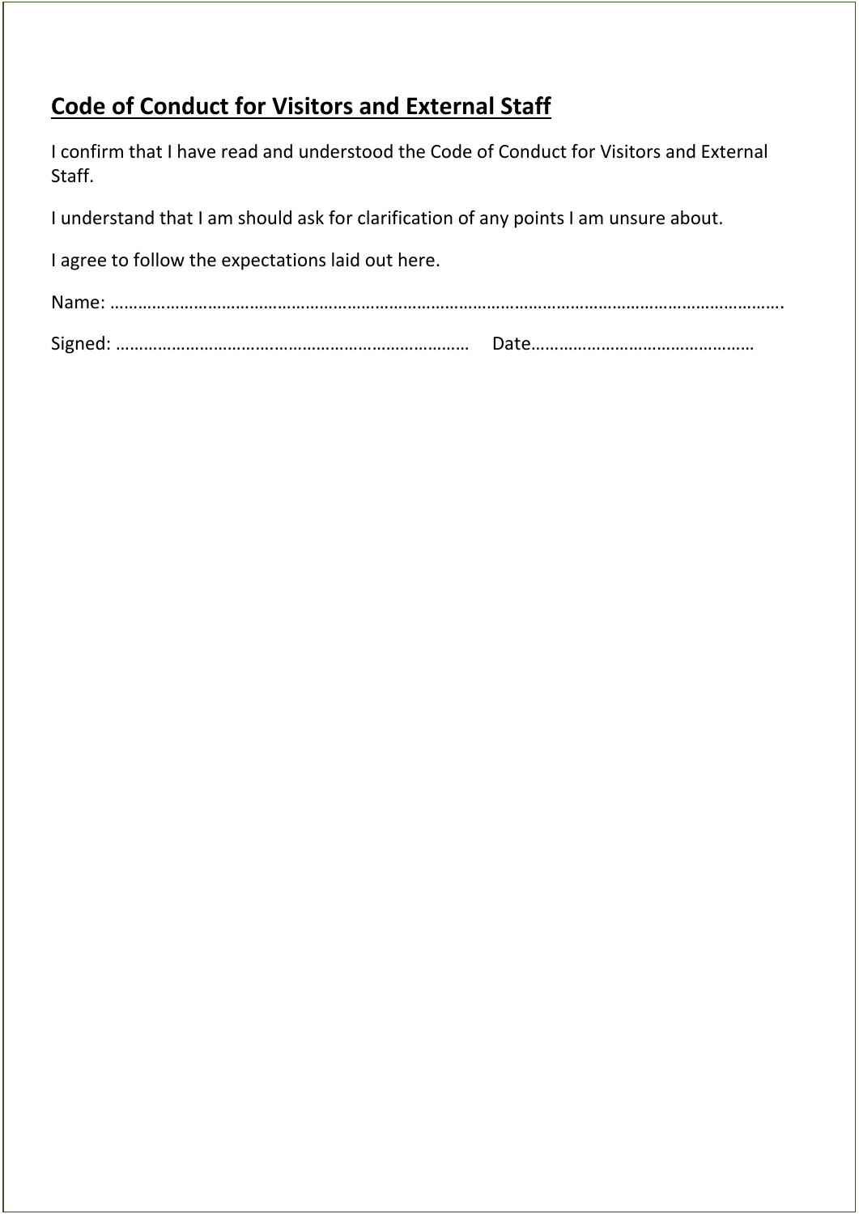## Code of Conduct for Visitors and External Staff

I confirm that I have read and understood the Code of Conduct for Visitors and External Staff.

I understand that I am should ask for clarification of any points I am unsure about.

I agree to follow the expectations laid out here.

Name: ……………………………………………………………………………………………………………………………….

Signed: …………………………………………………………………… Date…………………………………………